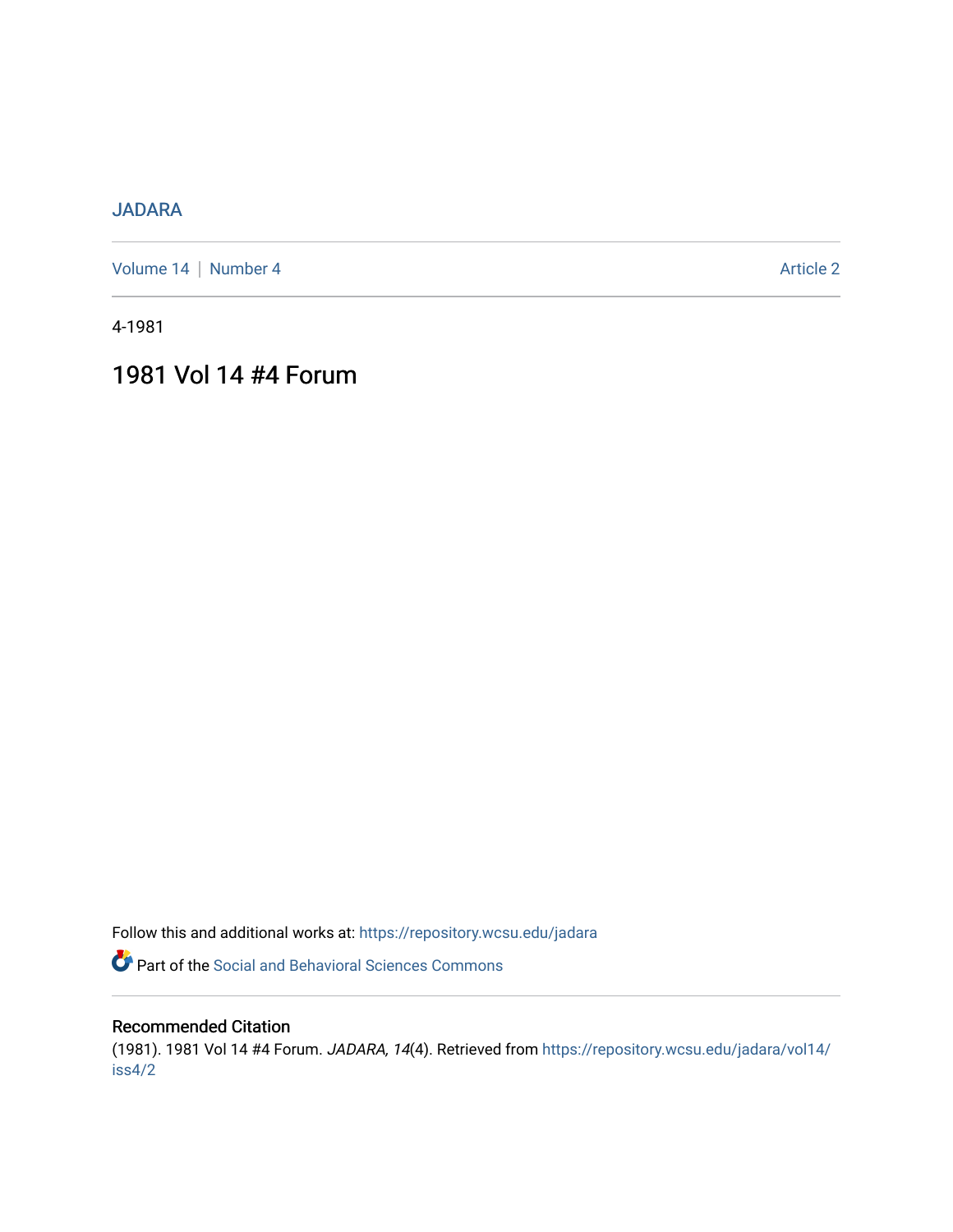JADARA

Volume 14 | Number 4

Article 2

4-1981

# 1981 Vol 14 #4 Forum

Follow this and additional works at: https://repository.wcsu.edu/jadara

Part of the Social and Behavioral Sciences Commons

## Recommended Citation

(1981). 1981 Vol 14 #4 Forum. *JADARA, 14*(4). Retrieved from https://repository.wcsu.edu/jadara/vol14/iss4/2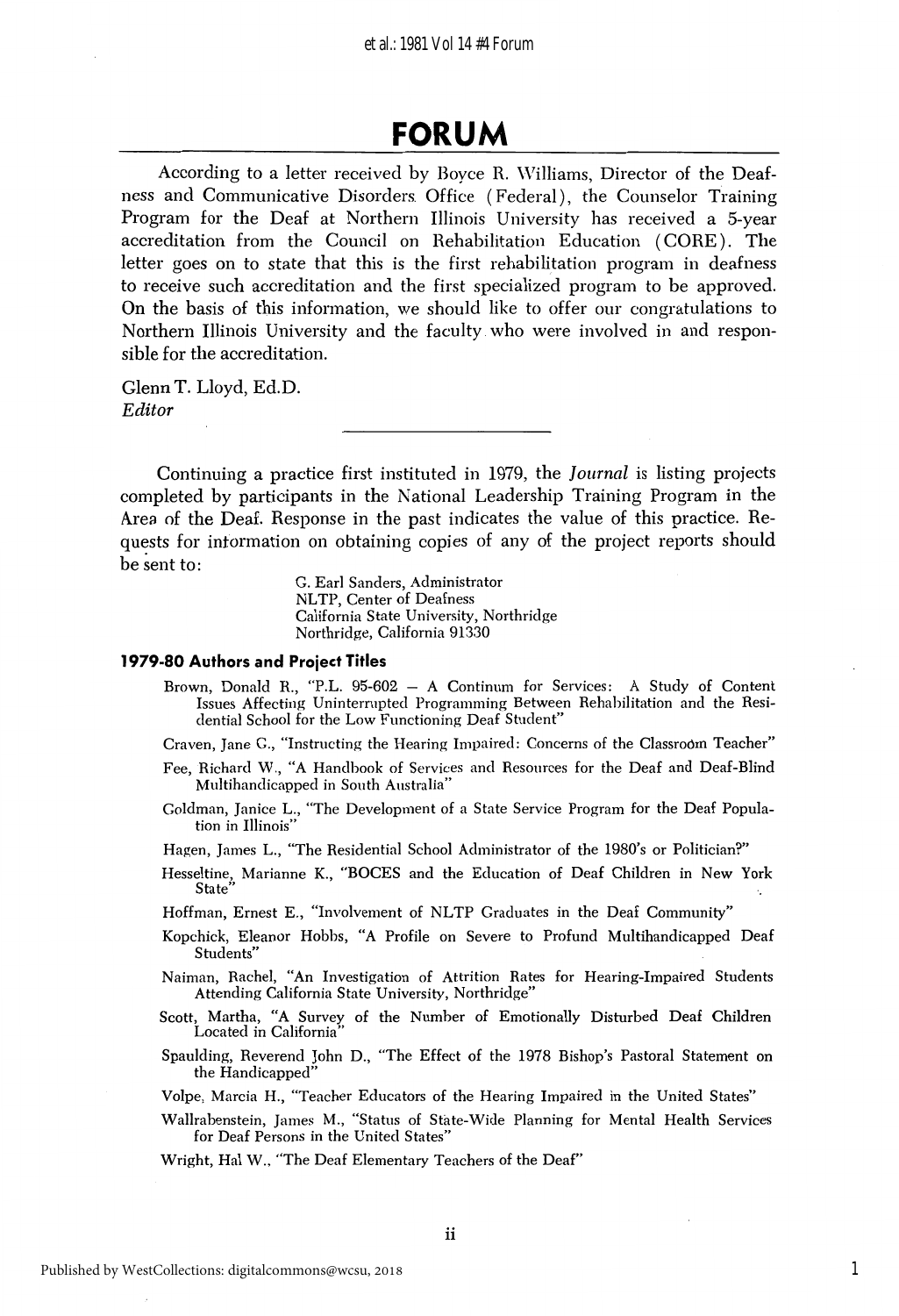# FORUM

According to a letter received by Boyce R. Williams, Director of the Deafness and Communicative Disorders Office (Federal), the Counselor Training Program for the Deaf at Northern Illinois University has received a 5-year accreditation from the Council on Rehabilitation Education (CORE). The letter goes on to state that this is the first rehabilitation program in deafness to receive such accreditation and the first specialized program to be approved. On the basis of this information, we should like to offer our congratulations to Northern Illinois University and the faculty who were involved in and responsible for the accreditation.

Glenn T. Lloyd, Ed.D.
*Editor*

---

Continuing a practice first instituted in 1979, the *Journal* is listing projects completed by participants in the National Leadership Training Program in the Area of the Deaf. Response in the past indicates the value of this practice. Requests for information on obtaining copies of any of the project reports should be sent to:

G. Earl Sanders, Administrator
NLTP, Center of Deafness
California State University, Northridge
Northridge, California 91330

### 1979-80 Authors and Project Titles

Brown, Donald R., "P.L. 95-602 – A Continum for Services: A Study of Content Issues Affecting Uninterrupted Programming Between Rehabilitation and the Residential School for the Low Functioning Deaf Student"

Craven, Jane G., "Instructing the Hearing Impaired: Concerns of the Classroom Teacher"

Fee, Richard W., "A Handbook of Services and Resources for the Deaf and Deaf-Blind Multihandicapped in South Australia"

Goldman, Janice L., "The Development of a State Service Program for the Deaf Population in Illinois"

Hagen, James L., "The Residential School Administrator of the 1980's or Politician?"

Hesseltine, Marianne K., "BOCES and the Education of Deaf Children in New York State"

Hoffman, Ernest E., "Involvement of NLTP Graduates in the Deaf Community"

Kopchick, Eleanor Hobbs, "A Profile on Severe to Profund Multihandicapped Deaf Students"

Naiman, Rachel, "An Investigation of Attrition Rates for Hearing-Impaired Students Attending California State University, Northridge"

Scott, Martha, "A Survey of the Number of Emotionally Disturbed Deaf Children Located in California"

Spaulding, Reverend John D., "The Effect of the 1978 Bishop's Pastoral Statement on the Handicapped"

Volpe, Marcia H., "Teacher Educators of the Hearing Impaired in the United States"

Wallrabenstein, James M., "Status of State-Wide Planning for Mental Health Services for Deaf Persons in the United States"

Wright, Hal W., "The Deaf Elementary Teachers of the Deaf"